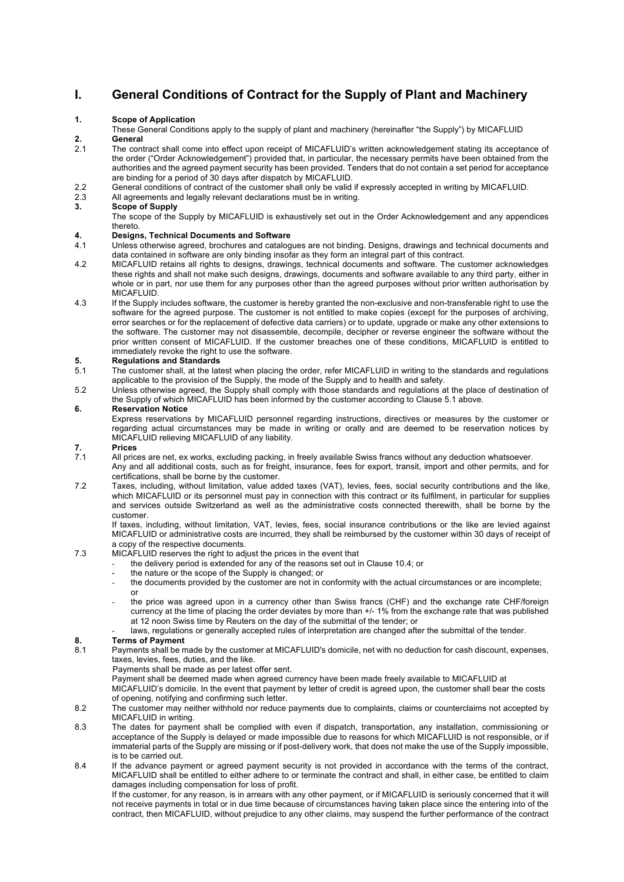# I. General Conditions of Contract for the Supply of Plant and Machinery

## 1. Scope of Application

These General Conditions apply to the supply of plant and machinery (hereinafter "the Supply") by MICAFLUID

## 2. General

2.1 The contract shall come into effect upon receipt of MICAFLUID's written acknowledgement stating its acceptance of the order ("Order Acknowledgement") provided that, in particular, the necessary permits have been obtained from the authorities and the agreed payment security has been provided. Tenders that do not contain a set period for acceptance are binding for a period of 30 days after dispatch by MICAFLUID.

2.2 General conditions of contract of the customer shall only be valid if expressly accepted in writing by MICAFLUID.

2.3 All agreements and legally relevant declarations must be in writing.

## 3. Scope of Supply

The scope of the Supply by MICAFLUID is exhaustively set out in the Order Acknowledgement and any appendices thereto.

## 4. Designs, Technical Documents and Software

4.1 Unless otherwise agreed, brochures and catalogues are not binding. Designs, drawings and technical documents and data contained in software are only binding insofar as they form an integral part of this contract.

4.2 MICAFLUID retains all rights to designs, drawings, technical documents and software. The customer acknowledges these rights and shall not make such designs, drawings, documents and software available to any third party, either in whole or in part, nor use them for any purposes other than the agreed purposes without prior written authorisation by MICAFLUID.

4.3 If the Supply includes software, the customer is hereby granted the non-exclusive and non-transferable right to use the software for the agreed purpose. The customer is not entitled to make copies (except for the purposes of archiving, error searches or for the replacement of defective data carriers) or to update, upgrade or make any other extensions to the software. The customer may not disassemble, decompile, decipher or reverse engineer the software without the prior written consent of MICAFLUID. If the customer breaches one of these conditions, MICAFLUID is entitled to immediately revoke the right to use the software.

## 5. Regulations and Standards

5.1 The customer shall, at the latest when placing the order, refer MICAFLUID in writing to the standards and regulations applicable to the provision of the Supply, the mode of the Supply and to health and safety.

5.2 Unless otherwise agreed, the Supply shall comply with those standards and regulations at the place of destination of the Supply of which MICAFLUID has been informed by the customer according to Clause 5.1 above.

## 6. Reservation Notice

Express reservations by MICAFLUID personnel regarding instructions, directives or measures by the customer or regarding actual circumstances may be made in writing or orally and are deemed to be reservation notices by MICAFLUID relieving MICAFLUID of any liability.

## 7. Prices

7.1 All prices are net, ex works, excluding packing, in freely available Swiss francs without any deduction whatsoever. Any and all additional costs, such as for freight, insurance, fees for export, transit, import and other permits, and for certifications, shall be borne by the customer.

7.2 Taxes, including, without limitation, value added taxes (VAT), levies, fees, social security contributions and the like, which MICAFLUID or its personnel must pay in connection with this contract or its fulfilment, in particular for supplies and services outside Switzerland as well as the administrative costs connected therewith, shall be borne by the customer.

If taxes, including, without limitation, VAT, levies, fees, social insurance contributions or the like are levied against MICAFLUID or administrative costs are incurred, they shall be reimbursed by the customer within 30 days of receipt of a copy of the respective documents.

7.3 MICAFLUID reserves the right to adjust the prices in the event that

- the delivery period is extended for any of the reasons set out in Clause 10.4; or
- the nature or the scope of the Supply is changed; or
- the documents provided by the customer are not in conformity with the actual circumstances or are incomplete; or
- the price was agreed upon in a currency other than Swiss francs (CHF) and the exchange rate CHF/foreign currency at the time of placing the order deviates by more than +/- 1% from the exchange rate that was published at 12 noon Swiss time by Reuters on the day of the submittal of the tender; or
- laws, regulations or generally accepted rules of interpretation are changed after the submittal of the tender.

## 8. Terms of Payment

8.1 Payments shall be made by the customer at MICAFLUID's domicile, net with no deduction for cash discount, expenses, taxes, levies, fees, duties, and the like.

Payments shall be made as per latest offer sent.

Payment shall be deemed made when agreed currency have been made freely available to MICAFLUID at MICAFLUID's domicile. In the event that payment by letter of credit is agreed upon, the customer shall bear the costs of opening, notifying and confirming such letter.

8.2 The customer may neither withhold nor reduce payments due to complaints, claims or counterclaims not accepted by MICAFLUID in writing.

8.3 The dates for payment shall be complied with even if dispatch, transportation, any installation, commissioning or acceptance of the Supply is delayed or made impossible due to reasons for which MICAFLUID is not responsible, or if immaterial parts of the Supply are missing or if post-delivery work, that does not make the use of the Supply impossible, is to be carried out.

8.4 If the advance payment or agreed payment security is not provided in accordance with the terms of the contract, MICAFLUID shall be entitled to either adhere to or terminate the contract and shall, in either case, be entitled to claim damages including compensation for loss of profit.

If the customer, for any reason, is in arrears with any other payment, or if MICAFLUID is seriously concerned that it will not receive payments in total or in due time because of circumstances having taken place since the entering into of the contract, then MICAFLUID, without prejudice to any other claims, may suspend the further performance of the contract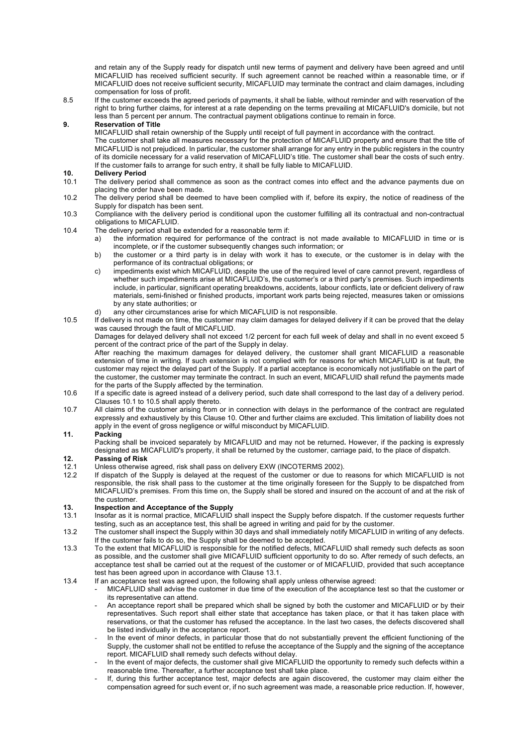and retain any of the Supply ready for dispatch until new terms of payment and delivery have been agreed and until MICAFLUID has received sufficient security. If such agreement cannot be reached within a reasonable time, or if MICAFLUID does not receive sufficient security, MICAFLUID may terminate the contract and claim damages, including compensation for loss of profit.

8.5 If the customer exceeds the agreed periods of payments, it shall be liable, without reminder and with reservation of the right to bring further claims, for interest at a rate depending on the terms prevailing at MICAFLUID's domicile, but not less than 5 percent per annum. The contractual payment obligations continue to remain in force.

## 9. Reservation of Title

MICAFLUID shall retain ownership of the Supply until receipt of full payment in accordance with the contract.

The customer shall take all measures necessary for the protection of MICAFLUID property and ensure that the title of MICAFLUID is not prejudiced. In particular, the customer shall arrange for any entry in the public registers in the country of its domicile necessary for a valid reservation of MICAFLUID's title. The customer shall bear the costs of such entry. If the customer fails to arrange for such entry, it shall be fully liable to MICAFLUID.

## 10. Delivery Period

10.1 The delivery period shall commence as soon as the contract comes into effect and the advance payments due on placing the order have been made.

10.2 The delivery period shall be deemed to have been complied with if, before its expiry, the notice of readiness of the Supply for dispatch has been sent.

10.3 Compliance with the delivery period is conditional upon the customer fulfilling all its contractual and non-contractual obligations to MICAFLUID.

10.4 The delivery period shall be extended for a reasonable term if:

- a) the information required for performance of the contract is not made available to MICAFLUID in time or is incomplete, or if the customer subsequently changes such information; or
- b) the customer or a third party is in delay with work it has to execute, or the customer is in delay with the performance of its contractual obligations; or
- c) impediments exist which MICAFLUID, despite the use of the required level of care cannot prevent, regardless of whether such impediments arise at MICAFLUID's, the customer's or a third party's premises. Such impediments include, in particular, significant operating breakdowns, accidents, labour conflicts, late or deficient delivery of raw materials, semi-finished or finished products, important work parts being rejected, measures taken or omissions by any state authorities; or
- d) any other circumstances arise for which MICAFLUID is not responsible.

10.5 If delivery is not made on time, the customer may claim damages for delayed delivery if it can be proved that the delay was caused through the fault of MICAFLUID.

Damages for delayed delivery shall not exceed 1/2 percent for each full week of delay and shall in no event exceed 5 percent of the contract price of the part of the Supply in delay.

After reaching the maximum damages for delayed delivery, the customer shall grant MICAFLUID a reasonable extension of time in writing. If such extension is not complied with for reasons for which MICAFLUID is at fault, the customer may reject the delayed part of the Supply. If a partial acceptance is economically not justifiable on the part of the customer, the customer may terminate the contract. In such an event, MICAFLUID shall refund the payments made for the parts of the Supply affected by the termination.

10.6 If a specific date is agreed instead of a delivery period, such date shall correspond to the last day of a delivery period. Clauses 10.1 to 10.5 shall apply thereto.

10.7 All claims of the customer arising from or in connection with delays in the performance of the contract are regulated expressly and exhaustively by this Clause 10. Other and further claims are excluded. This limitation of liability does not apply in the event of gross negligence or wilful misconduct by MICAFLUID.

## 11. Packing

Packing shall be invoiced separately by MICAFLUID and may not be returned**.** However, if the packing is expressly designated as MICAFLUID's property, it shall be returned by the customer, carriage paid, to the place of dispatch.

## 12. Passing of Risk

12.1 Unless otherwise agreed, risk shall pass on delivery EXW (INCOTERMS 2002).

12.2 If dispatch of the Supply is delayed at the request of the customer or due to reasons for which MICAFLUID is not responsible, the risk shall pass to the customer at the time originally foreseen for the Supply to be dispatched from MICAFLUID's premises. From this time on, the Supply shall be stored and insured on the account of and at the risk of the customer.

## 13. Inspection and Acceptance of the Supply

13.1 Insofar as it is normal practice, MICAFLUID shall inspect the Supply before dispatch. If the customer requests further testing, such as an acceptance test, this shall be agreed in writing and paid for by the customer.

13.2 The customer shall inspect the Supply within 30 days and shall immediately notify MICAFLUID in writing of any defects. If the customer fails to do so, the Supply shall be deemed to be accepted.

13.3 To the extent that MICAFLUID is responsible for the notified defects, MICAFLUID shall remedy such defects as soon as possible, and the customer shall give MICAFLUID sufficient opportunity to do so. After remedy of such defects, an acceptance test shall be carried out at the request of the customer or of MICAFLUID, provided that such acceptance test has been agreed upon in accordance with Clause 13.1.

13.4 If an acceptance test was agreed upon, the following shall apply unless otherwise agreed:

- MICAFLUID shall advise the customer in due time of the execution of the acceptance test so that the customer or its representative can attend.
- An acceptance report shall be prepared which shall be signed by both the customer and MICAFLUID or by their representatives. Such report shall either state that acceptance has taken place, or that it has taken place with reservations, or that the customer has refused the acceptance. In the last two cases, the defects discovered shall be listed individually in the acceptance report.
- In the event of minor defects, in particular those that do not substantially prevent the efficient functioning of the Supply, the customer shall not be entitled to refuse the acceptance of the Supply and the signing of the acceptance report. MICAFLUID shall remedy such defects without delay.
- In the event of major defects, the customer shall give MICAFLUID the opportunity to remedy such defects within a reasonable time. Thereafter, a further acceptance test shall take place.
- If, during this further acceptance test, major defects are again discovered, the customer may claim either the compensation agreed for such event or, if no such agreement was made, a reasonable price reduction. If, however,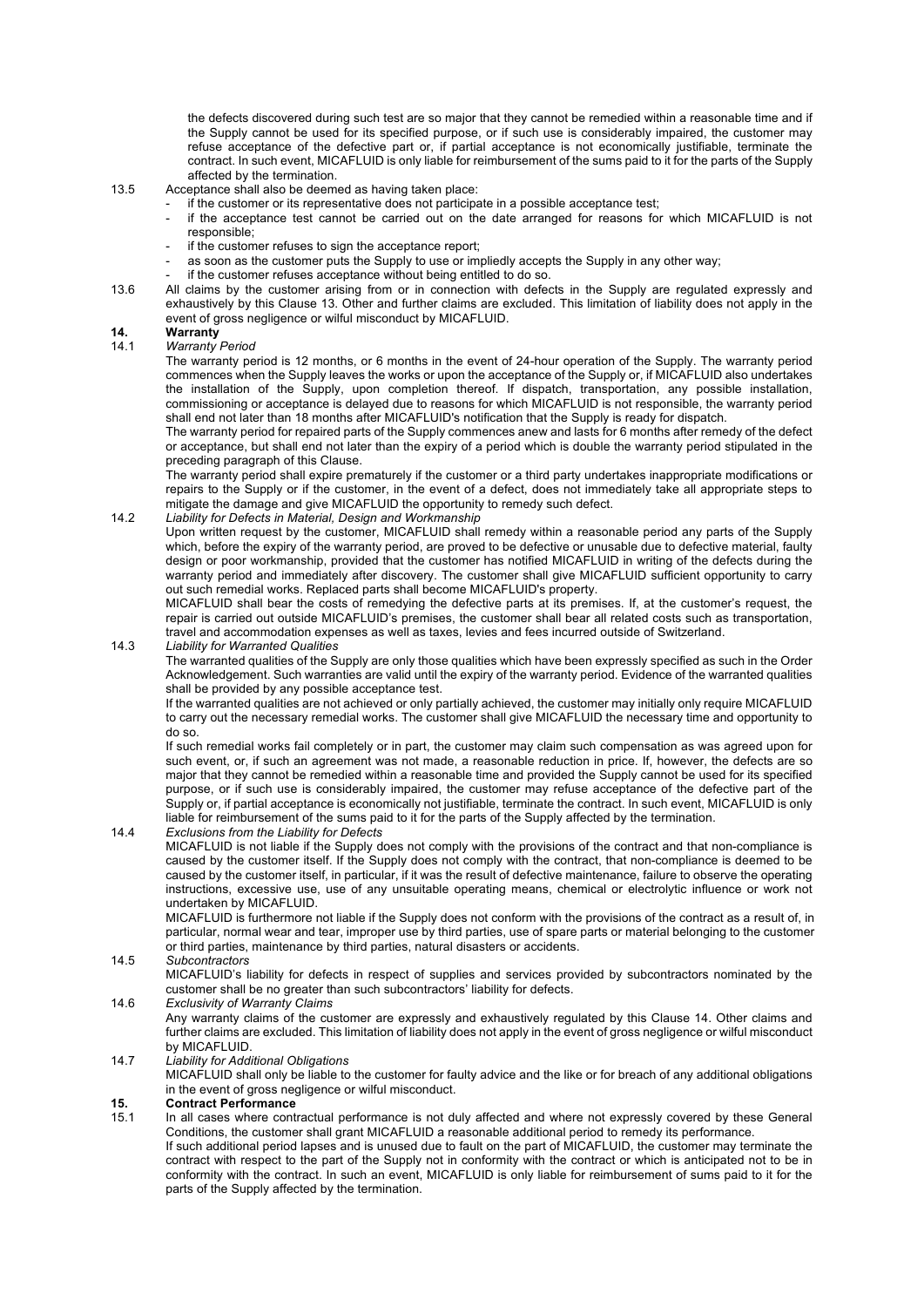the defects discovered during such test are so major that they cannot be remedied within a reasonable time and if the Supply cannot be used for its specified purpose, or if such use is considerably impaired, the customer may refuse acceptance of the defective part or, if partial acceptance is not economically justifiable, terminate the contract. In such event, MICAFLUID is only liable for reimbursement of the sums paid to it for the parts of the Supply affected by the termination.

13.5 Acceptance shall also be deemed as having taken place:

- if the customer or its representative does not participate in a possible acceptance test;
- if the acceptance test cannot be carried out on the date arranged for reasons for which MICAFLUID is not responsible;
- if the customer refuses to sign the acceptance report;
- as soon as the customer puts the Supply to use or impliedly accepts the Supply in any other way;
- if the customer refuses acceptance without being entitled to do so.

13.6 All claims by the customer arising from or in connection with defects in the Supply are regulated expressly and exhaustively by this Clause 13. Other and further claims are excluded. This limitation of liability does not apply in the event of gross negligence or wilful misconduct by MICAFLUID.

## 14. Warranty

14.1 *Warranty Period*

The warranty period is 12 months, or 6 months in the event of 24-hour operation of the Supply. The warranty period commences when the Supply leaves the works or upon the acceptance of the Supply or, if MICAFLUID also undertakes the installation of the Supply, upon completion thereof. If dispatch, transportation, any possible installation, commissioning or acceptance is delayed due to reasons for which MICAFLUID is not responsible, the warranty period shall end not later than 18 months after MICAFLUID's notification that the Supply is ready for dispatch.

The warranty period for repaired parts of the Supply commences anew and lasts for 6 months after remedy of the defect or acceptance, but shall end not later than the expiry of a period which is double the warranty period stipulated in the preceding paragraph of this Clause.

The warranty period shall expire prematurely if the customer or a third party undertakes inappropriate modifications or repairs to the Supply or if the customer, in the event of a defect, does not immediately take all appropriate steps to mitigate the damage and give MICAFLUID the opportunity to remedy such defect.

14.2 *Liability for Defects in Material, Design and Workmanship*

Upon written request by the customer, MICAFLUID shall remedy within a reasonable period any parts of the Supply which, before the expiry of the warranty period, are proved to be defective or unusable due to defective material, faulty design or poor workmanship, provided that the customer has notified MICAFLUID in writing of the defects during the warranty period and immediately after discovery. The customer shall give MICAFLUID sufficient opportunity to carry out such remedial works. Replaced parts shall become MICAFLUID's property.

MICAFLUID shall bear the costs of remedying the defective parts at its premises. If, at the customer's request, the repair is carried out outside MICAFLUID's premises, the customer shall bear all related costs such as transportation, travel and accommodation expenses as well as taxes, levies and fees incurred outside of Switzerland.

14.3 *Liability for Warranted Qualities*

The warranted qualities of the Supply are only those qualities which have been expressly specified as such in the Order Acknowledgement. Such warranties are valid until the expiry of the warranty period. Evidence of the warranted qualities shall be provided by any possible acceptance test.

If the warranted qualities are not achieved or only partially achieved, the customer may initially only require MICAFLUID to carry out the necessary remedial works. The customer shall give MICAFLUID the necessary time and opportunity to do so.

If such remedial works fail completely or in part, the customer may claim such compensation as was agreed upon for such event, or, if such an agreement was not made, a reasonable reduction in price. If, however, the defects are so major that they cannot be remedied within a reasonable time and provided the Supply cannot be used for its specified purpose, or if such use is considerably impaired, the customer may refuse acceptance of the defective part of the Supply or, if partial acceptance is economically not justifiable, terminate the contract. In such event, MICAFLUID is only liable for reimbursement of the sums paid to it for the parts of the Supply affected by the termination.

14.4 *Exclusions from the Liability for Defects*

MICAFLUID is not liable if the Supply does not comply with the provisions of the contract and that non-compliance is caused by the customer itself. If the Supply does not comply with the contract, that non-compliance is deemed to be caused by the customer itself, in particular, if it was the result of defective maintenance, failure to observe the operating instructions, excessive use, use of any unsuitable operating means, chemical or electrolytic influence or work not undertaken by MICAFLUID.

MICAFLUID is furthermore not liable if the Supply does not conform with the provisions of the contract as a result of, in particular, normal wear and tear, improper use by third parties, use of spare parts or material belonging to the customer or third parties, maintenance by third parties, natural disasters or accidents.

14.5 *Subcontractors*

MICAFLUID's liability for defects in respect of supplies and services provided by subcontractors nominated by the customer shall be no greater than such subcontractors' liability for defects.

14.6 *Exclusivity of Warranty Claims*

Any warranty claims of the customer are expressly and exhaustively regulated by this Clause 14. Other claims and further claims are excluded. This limitation of liability does not apply in the event of gross negligence or wilful misconduct by MICAFLUID.

14.7 *Liability for Additional Obligations*

MICAFLUID shall only be liable to the customer for faulty advice and the like or for breach of any additional obligations in the event of gross negligence or wilful misconduct.

## 15. Contract Performance

15.1 In all cases where contractual performance is not duly affected and where not expressly covered by these General Conditions, the customer shall grant MICAFLUID a reasonable additional period to remedy its performance.

If such additional period lapses and is unused due to fault on the part of MICAFLUID, the customer may terminate the contract with respect to the part of the Supply not in conformity with the contract or which is anticipated not to be in conformity with the contract. In such an event, MICAFLUID is only liable for reimbursement of sums paid to it for the parts of the Supply affected by the termination.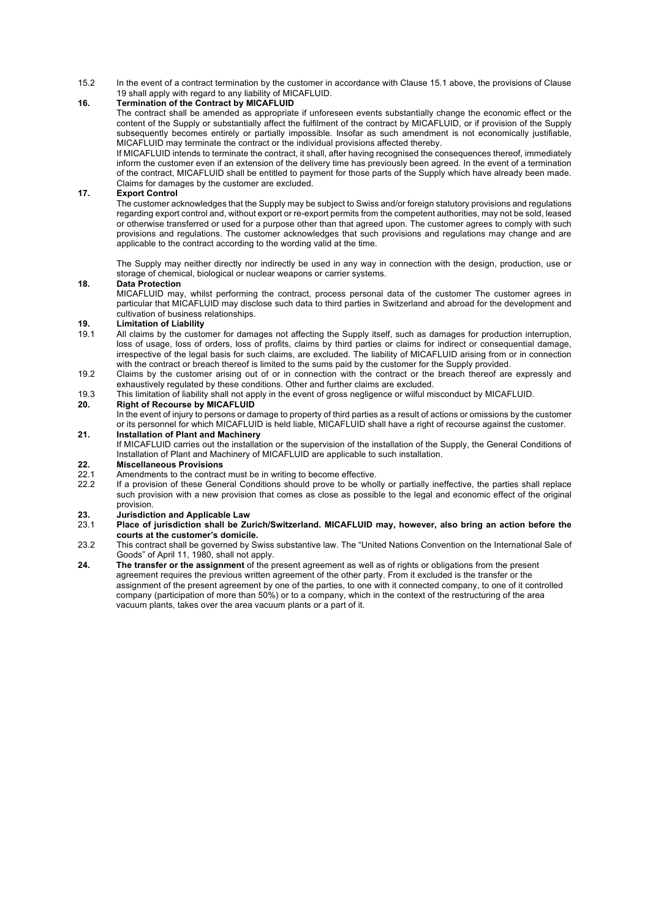15.2 In the event of a contract termination by the customer in accordance with Clause 15.1 above, the provisions of Clause 19 shall apply with regard to any liability of MICAFLUID.

### 16. Termination of the Contract by MICAFLUID

The contract shall be amended as appropriate if unforeseen events substantially change the economic effect or the content of the Supply or substantially affect the fulfilment of the contract by MICAFLUID, or if provision of the Supply subsequently becomes entirely or partially impossible. Insofar as such amendment is not economically justifiable, MICAFLUID may terminate the contract or the individual provisions affected thereby.

If MICAFLUID intends to terminate the contract, it shall, after having recognised the consequences thereof, immediately inform the customer even if an extension of the delivery time has previously been agreed. In the event of a termination of the contract, MICAFLUID shall be entitled to payment for those parts of the Supply which have already been made. Claims for damages by the customer are excluded.

### 17. Export Control

The customer acknowledges that the Supply may be subject to Swiss and/or foreign statutory provisions and regulations regarding export control and, without export or re-export permits from the competent authorities, may not be sold, leased or otherwise transferred or used for a purpose other than that agreed upon. The customer agrees to comply with such provisions and regulations. The customer acknowledges that such provisions and regulations may change and are applicable to the contract according to the wording valid at the time.

The Supply may neither directly nor indirectly be used in any way in connection with the design, production, use or storage of chemical, biological or nuclear weapons or carrier systems.

### 18. Data Protection

MICAFLUID may, whilst performing the contract, process personal data of the customer The customer agrees in particular that MICAFLUID may disclose such data to third parties in Switzerland and abroad for the development and cultivation of business relationships.

### 19. Limitation of Liability

19.1 All claims by the customer for damages not affecting the Supply itself, such as damages for production interruption, loss of usage, loss of orders, loss of profits, claims by third parties or claims for indirect or consequential damage, irrespective of the legal basis for such claims, are excluded. The liability of MICAFLUID arising from or in connection with the contract or breach thereof is limited to the sums paid by the customer for the Supply provided.

19.2 Claims by the customer arising out of or in connection with the contract or the breach thereof are expressly and exhaustively regulated by these conditions. Other and further claims are excluded.

19.3 This limitation of liability shall not apply in the event of gross negligence or wilful misconduct by MICAFLUID.

### 20. Right of Recourse by MICAFLUID

In the event of injury to persons or damage to property of third parties as a result of actions or omissions by the customer or its personnel for which MICAFLUID is held liable, MICAFLUID shall have a right of recourse against the customer.

### 21. Installation of Plant and Machinery

If MICAFLUID carries out the installation or the supervision of the installation of the Supply, the General Conditions of Installation of Plant and Machinery of MICAFLUID are applicable to such installation.

### 22. Miscellaneous Provisions

22.1 Amendments to the contract must be in writing to become effective.

22.2 If a provision of these General Conditions should prove to be wholly or partially ineffective, the parties shall replace such provision with a new provision that comes as close as possible to the legal and economic effect of the original provision.

### 23. Jurisdiction and Applicable Law

23.1 **Place of jurisdiction shall be Zurich/Switzerland. MICAFLUID may, however, also bring an action before the courts at the customer's domicile.**

23.2 This contract shall be governed by Swiss substantive law. The "United Nations Convention on the International Sale of Goods" of April 11, 1980, shall not apply.

**24. The transfer or the assignment** of the present agreement as well as of rights or obligations from the present agreement requires the previous written agreement of the other party. From it excluded is the transfer or the assignment of the present agreement by one of the parties, to one with it connected company, to one of it controlled company (participation of more than 50%) or to a company, which in the context of the restructuring of the area vacuum plants, takes over the area vacuum plants or a part of it.